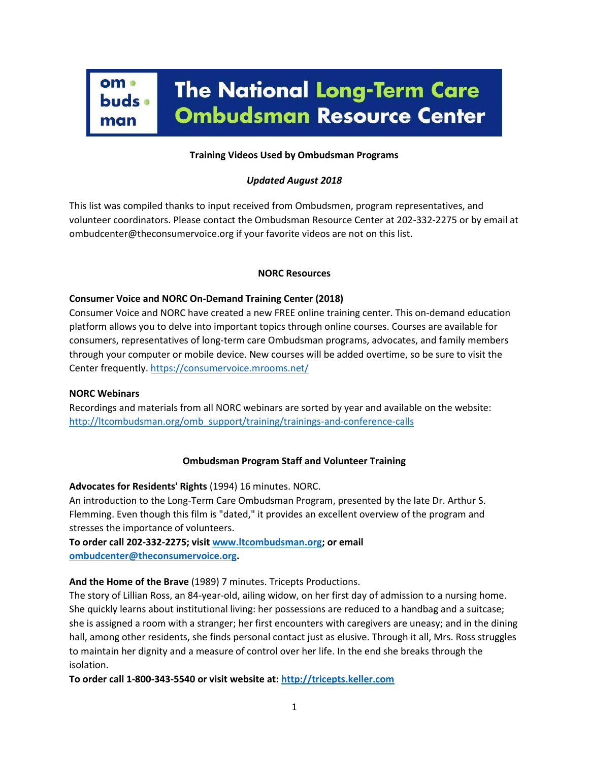# The National Long-Term Care Ombudsman Resource Center

**Training Videos Used by Ombudsman Programs**

*Updated August 2018*

This list was compiled thanks to input received from Ombudsmen, program representatives, and volunteer coordinators. Please contact the Ombudsman Resource Center at 202-332-2275 or by email at ombudcenter@theconsumervoice.org if your favorite videos are not on this list.

## NORC Resources

**Consumer Voice and NORC On-Demand Training Center (2018)**
Consumer Voice and NORC have created a new FREE online training center. This on-demand education platform allows you to delve into important topics through online courses. Courses are available for consumers, representatives of long-term care Ombudsman programs, advocates, and family members through your computer or mobile device. New courses will be added overtime, so be sure to visit the Center frequently. https://consumervoice.mrooms.net/

**NORC Webinars**
Recordings and materials from all NORC webinars are sorted by year and available on the website: http://ltcombudsman.org/omb_support/training/trainings-and-conference-calls

## Ombudsman Program Staff and Volunteer Training

**Advocates for Residents' Rights** (1994) 16 minutes. NORC.
An introduction to the Long-Term Care Ombudsman Program, presented by the late Dr. Arthur S. Flemming. Even though this film is "dated," it provides an excellent overview of the program and stresses the importance of volunteers.
**To order call 202-332-2275; visit www.ltcombudsman.org; or email ombudcenter@theconsumervoice.org.**

**And the Home of the Brave** (1989) 7 minutes. Tricepts Productions.
The story of Lillian Ross, an 84-year-old, ailing widow, on her first day of admission to a nursing home. She quickly learns about institutional living: her possessions are reduced to a handbag and a suitcase; she is assigned a room with a stranger; her first encounters with caregivers are uneasy; and in the dining hall, among other residents, she finds personal contact just as elusive. Through it all, Mrs. Ross struggles to maintain her dignity and a measure of control over her life. In the end she breaks through the isolation.
**To order call 1-800-343-5540 or visit website at: http://tricepts.keller.com**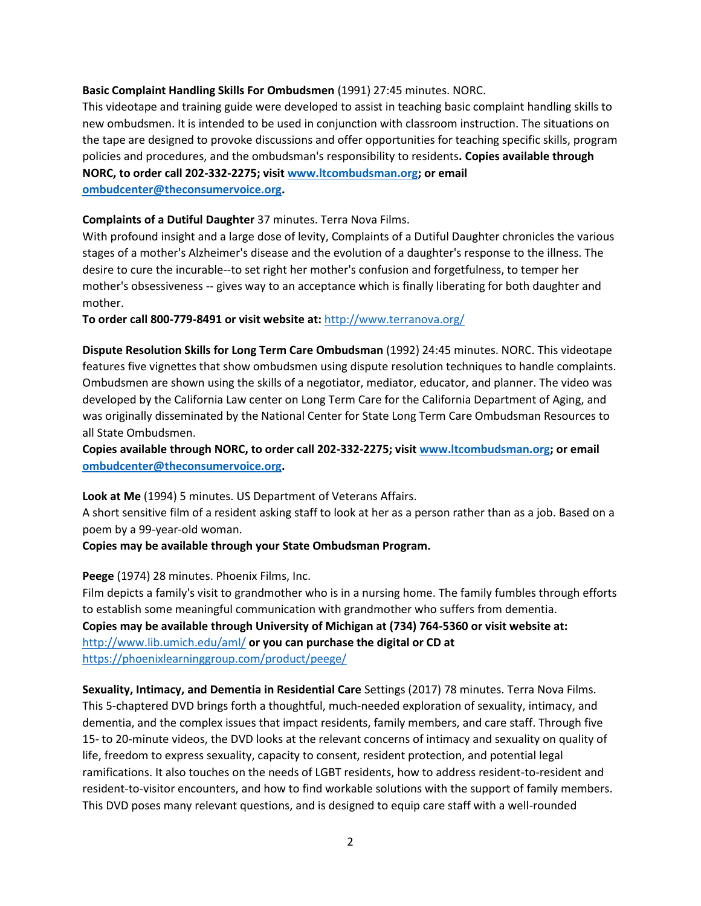**Basic Complaint Handling Skills For Ombudsmen** (1991) 27:45 minutes. NORC.
This videotape and training guide were developed to assist in teaching basic complaint handling skills to new ombudsmen. It is intended to be used in conjunction with classroom instruction. The situations on the tape are designed to provoke discussions and offer opportunities for teaching specific skills, program policies and procedures, and the ombudsman's responsibility to residents**. Copies available through NORC, to order call 202-332-2275; visit [www.ltcombudsman.org](www.ltcombudsman.org); or email [ombudcenter@theconsumervoice.org](mailto:ombudcenter@theconsumervoice.org).**

**Complaints of a Dutiful Daughter** 37 minutes. Terra Nova Films.
With profound insight and a large dose of levity, Complaints of a Dutiful Daughter chronicles the various stages of a mother's Alzheimer's disease and the evolution of a daughter's response to the illness. The desire to cure the incurable--to set right her mother's confusion and forgetfulness, to temper her mother's obsessiveness -- gives way to an acceptance which is finally liberating for both daughter and mother.
**To order call 800-779-8491 or visit website at:** [http://www.terranova.org/](http://www.terranova.org/)

**Dispute Resolution Skills for Long Term Care Ombudsman** (1992) 24:45 minutes. NORC. This videotape features five vignettes that show ombudsmen using dispute resolution techniques to handle complaints. Ombudsmen are shown using the skills of a negotiator, mediator, educator, and planner. The video was developed by the California Law center on Long Term Care for the California Department of Aging, and was originally disseminated by the National Center for State Long Term Care Ombudsman Resources to all State Ombudsmen.
**Copies available through NORC, to order call 202-332-2275; visit [www.ltcombudsman.org](www.ltcombudsman.org); or email [ombudcenter@theconsumervoice.org](mailto:ombudcenter@theconsumervoice.org).**

**Look at Me** (1994) 5 minutes. US Department of Veterans Affairs.
A short sensitive film of a resident asking staff to look at her as a person rather than as a job. Based on a poem by a 99-year-old woman.
**Copies may be available through your State Ombudsman Program.**

**Peege** (1974) 28 minutes. Phoenix Films, Inc.
Film depicts a family's visit to grandmother who is in a nursing home. The family fumbles through efforts to establish some meaningful communication with grandmother who suffers from dementia.
**Copies may be available through University of Michigan at (734) 764-5360 or visit website at:** [http://www.lib.umich.edu/aml/](http://www.lib.umich.edu/aml/) **or you can purchase the digital or CD at** [https://phoenixlearninggroup.com/product/peege/](https://phoenixlearninggroup.com/product/peege/)

**Sexuality, Intimacy, and Dementia in Residential Care** Settings (2017) 78 minutes. Terra Nova Films.
This 5-chaptered DVD brings forth a thoughtful, much-needed exploration of sexuality, intimacy, and dementia, and the complex issues that impact residents, family members, and care staff. Through five 15- to 20-minute videos, the DVD looks at the relevant concerns of intimacy and sexuality on quality of life, freedom to express sexuality, capacity to consent, resident protection, and potential legal ramifications. It also touches on the needs of LGBT residents, how to address resident-to-resident and resident-to-visitor encounters, and how to find workable solutions with the support of family members. This DVD poses many relevant questions, and is designed to equip care staff with a well-rounded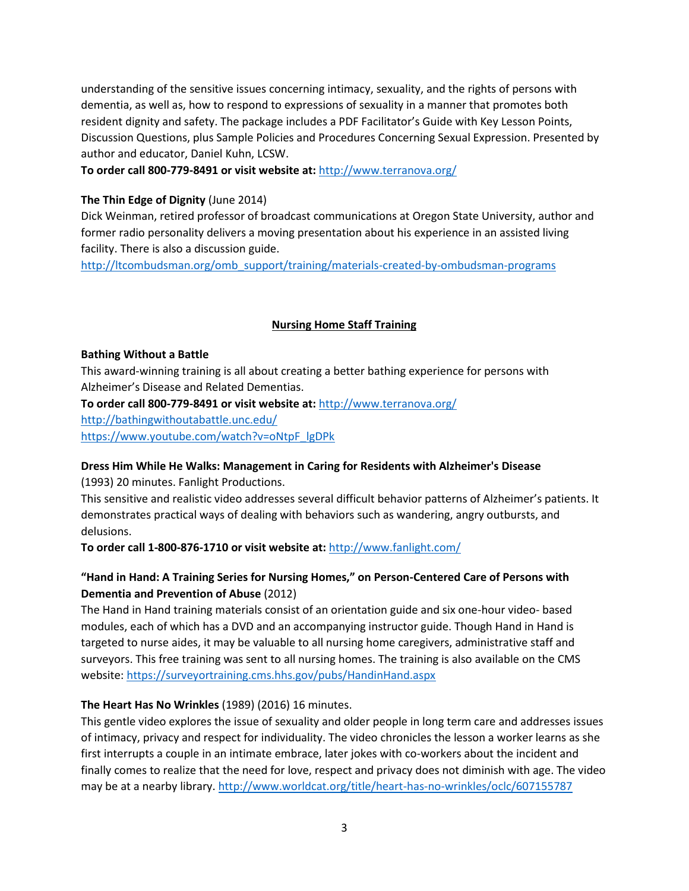understanding of the sensitive issues concerning intimacy, sexuality, and the rights of persons with dementia, as well as, how to respond to expressions of sexuality in a manner that promotes both resident dignity and safety. The package includes a PDF Facilitator's Guide with Key Lesson Points, Discussion Questions, plus Sample Policies and Procedures Concerning Sexual Expression. Presented by author and educator, Daniel Kuhn, LCSW.

**To order call 800-779-8491 or visit website at:** http://www.terranova.org/

**The Thin Edge of Dignity** (June 2014)

Dick Weinman, retired professor of broadcast communications at Oregon State University, author and former radio personality delivers a moving presentation about his experience in an assisted living facility. There is also a discussion guide.

http://ltcombudsman.org/omb_support/training/materials-created-by-ombudsman-programs

## Nursing Home Staff Training

**Bathing Without a Battle**

This award-winning training is all about creating a better bathing experience for persons with Alzheimer's Disease and Related Dementias.

**To order call 800-779-8491 or visit website at:** http://www.terranova.org/

http://bathingwithoutabattle.unc.edu/

https://www.youtube.com/watch?v=oNtpF_lgDPk

**Dress Him While He Walks: Management in Caring for Residents with Alzheimer's Disease**

(1993) 20 minutes. Fanlight Productions.

This sensitive and realistic video addresses several difficult behavior patterns of Alzheimer's patients. It demonstrates practical ways of dealing with behaviors such as wandering, angry outbursts, and delusions.

**To order call 1-800-876-1710 or visit website at:** http://www.fanlight.com/

**"Hand in Hand: A Training Series for Nursing Homes," on Person-Centered Care of Persons with Dementia and Prevention of Abuse** (2012)

The Hand in Hand training materials consist of an orientation guide and six one-hour video- based modules, each of which has a DVD and an accompanying instructor guide. Though Hand in Hand is targeted to nurse aides, it may be valuable to all nursing home caregivers, administrative staff and surveyors. This free training was sent to all nursing homes. The training is also available on the CMS website: https://surveyortraining.cms.hhs.gov/pubs/HandinHand.aspx

**The Heart Has No Wrinkles** (1989) (2016) 16 minutes.

This gentle video explores the issue of sexuality and older people in long term care and addresses issues of intimacy, privacy and respect for individuality. The video chronicles the lesson a worker learns as she first interrupts a couple in an intimate embrace, later jokes with co-workers about the incident and finally comes to realize that the need for love, respect and privacy does not diminish with age. The video may be at a nearby library. http://www.worldcat.org/title/heart-has-no-wrinkles/oclc/607155787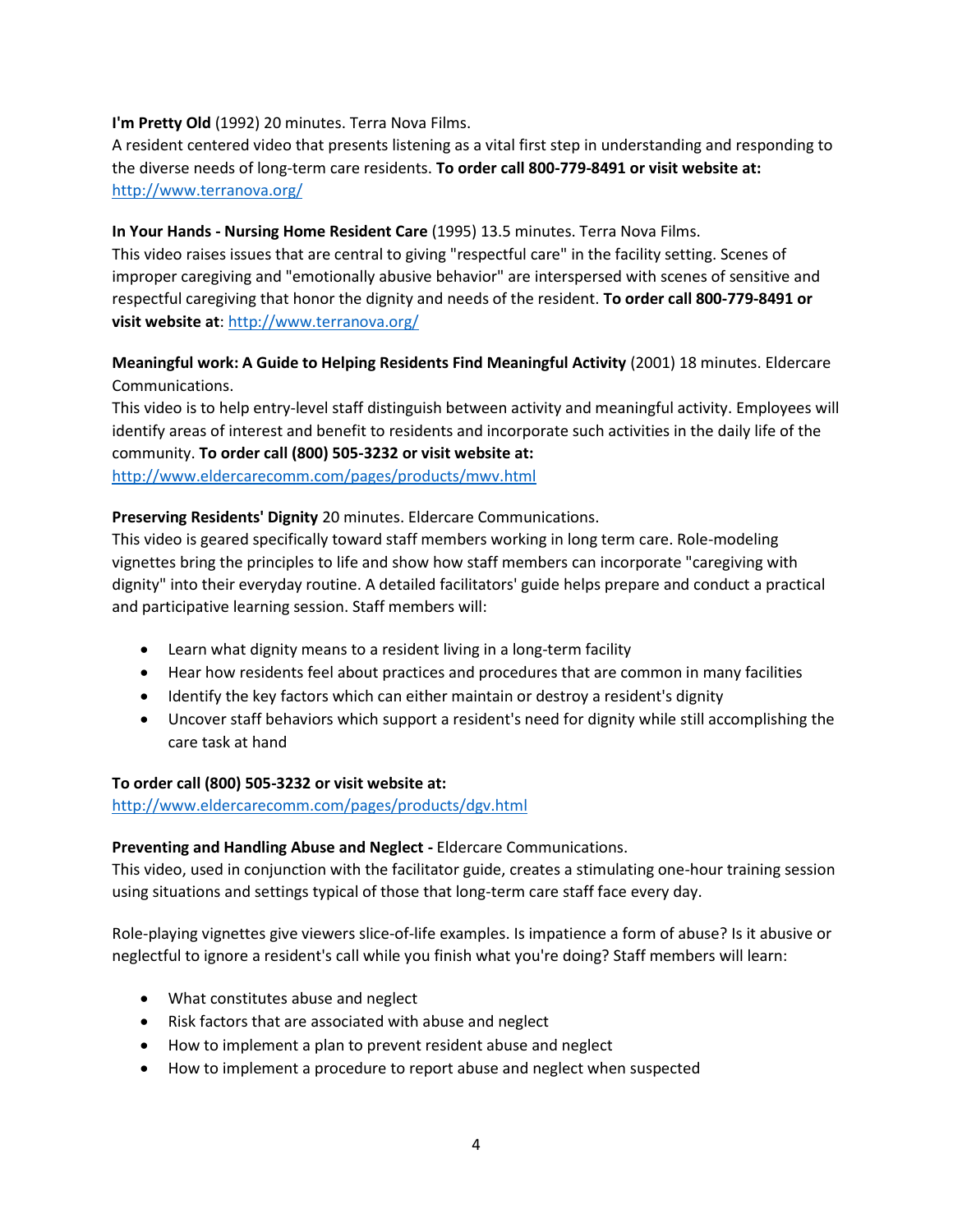**I'm Pretty Old** (1992) 20 minutes. Terra Nova Films.
A resident centered video that presents listening as a vital first step in understanding and responding to the diverse needs of long-term care residents. **To order call 800-779-8491 or visit website at:** http://www.terranova.org/

**In Your Hands - Nursing Home Resident Care** (1995) 13.5 minutes. Terra Nova Films.
This video raises issues that are central to giving "respectful care" in the facility setting. Scenes of improper caregiving and "emotionally abusive behavior" are interspersed with scenes of sensitive and respectful caregiving that honor the dignity and needs of the resident. **To order call 800-779-8491 or visit website at**: http://www.terranova.org/

**Meaningful work: A Guide to Helping Residents Find Meaningful Activity** (2001) 18 minutes. Eldercare Communications.
This video is to help entry-level staff distinguish between activity and meaningful activity. Employees will identify areas of interest and benefit to residents and incorporate such activities in the daily life of the community. **To order call (800) 505-3232 or visit website at:** http://www.eldercarecomm.com/pages/products/mwv.html

**Preserving Residents' Dignity** 20 minutes. Eldercare Communications.
This video is geared specifically toward staff members working in long term care. Role-modeling vignettes bring the principles to life and show how staff members can incorporate "caregiving with dignity" into their everyday routine. A detailed facilitators' guide helps prepare and conduct a practical and participative learning session. Staff members will:

- Learn what dignity means to a resident living in a long-term facility
- Hear how residents feel about practices and procedures that are common in many facilities
- Identify the key factors which can either maintain or destroy a resident's dignity
- Uncover staff behaviors which support a resident's need for dignity while still accomplishing the care task at hand

**To order call (800) 505-3232 or visit website at:**
http://www.eldercarecomm.com/pages/products/dgv.html

**Preventing and Handling Abuse and Neglect -** Eldercare Communications.
This video, used in conjunction with the facilitator guide, creates a stimulating one-hour training session using situations and settings typical of those that long-term care staff face every day.

Role-playing vignettes give viewers slice-of-life examples. Is impatience a form of abuse? Is it abusive or neglectful to ignore a resident's call while you finish what you're doing? Staff members will learn:

- What constitutes abuse and neglect
- Risk factors that are associated with abuse and neglect
- How to implement a plan to prevent resident abuse and neglect
- How to implement a procedure to report abuse and neglect when suspected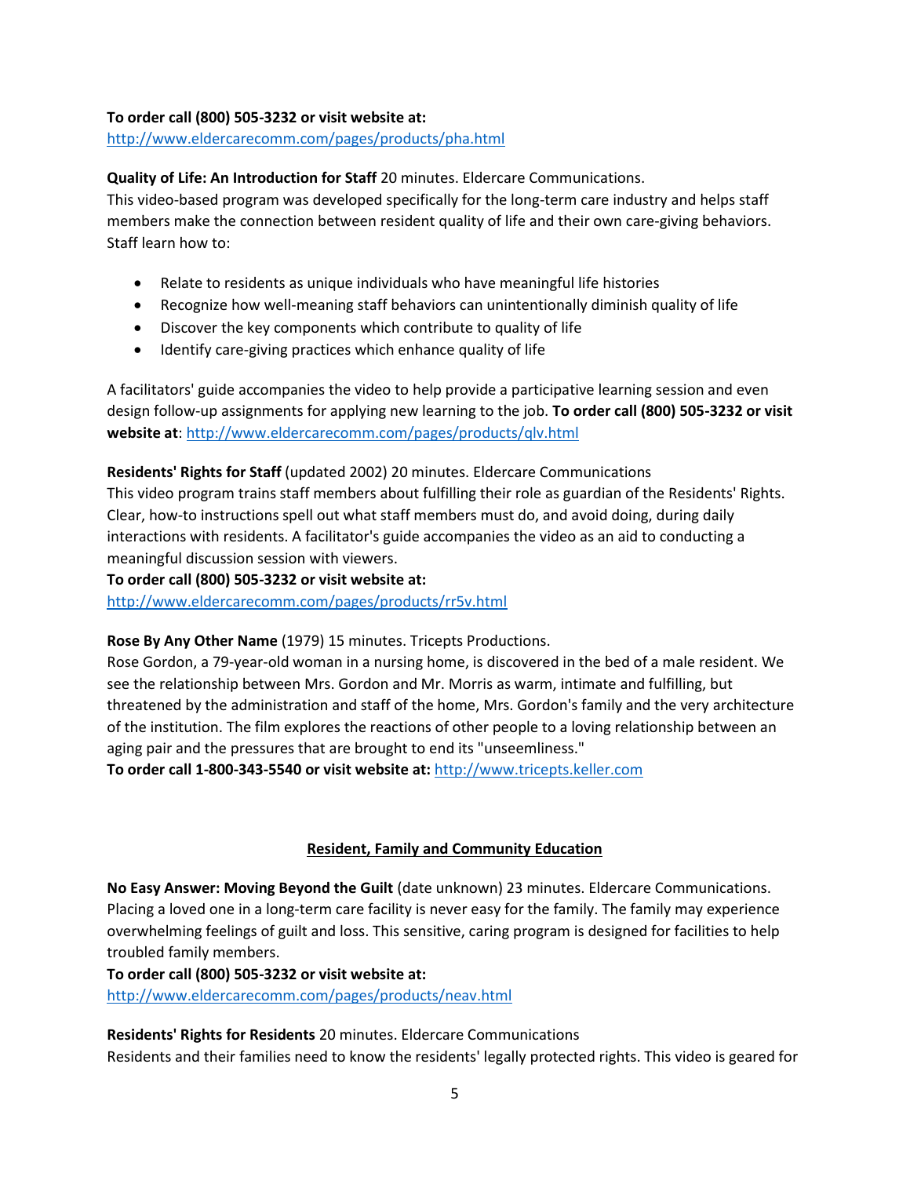**To order call (800) 505-3232 or visit website at:**
http://www.eldercarecomm.com/pages/products/pha.html

**Quality of Life: An Introduction for Staff** 20 minutes. Eldercare Communications.
This video-based program was developed specifically for the long-term care industry and helps staff members make the connection between resident quality of life and their own care-giving behaviors. Staff learn how to:

- Relate to residents as unique individuals who have meaningful life histories
- Recognize how well-meaning staff behaviors can unintentionally diminish quality of life
- Discover the key components which contribute to quality of life
- Identify care-giving practices which enhance quality of life

A facilitators' guide accompanies the video to help provide a participative learning session and even design follow-up assignments for applying new learning to the job. **To order call (800) 505-3232 or visit website at**: http://www.eldercarecomm.com/pages/products/qlv.html

**Residents' Rights for Staff** (updated 2002) 20 minutes. Eldercare Communications
This video program trains staff members about fulfilling their role as guardian of the Residents' Rights. Clear, how-to instructions spell out what staff members must do, and avoid doing, during daily interactions with residents. A facilitator's guide accompanies the video as an aid to conducting a meaningful discussion session with viewers.
**To order call (800) 505-3232 or visit website at:**
http://www.eldercarecomm.com/pages/products/rr5v.html

**Rose By Any Other Name** (1979) 15 minutes. Tricepts Productions.
Rose Gordon, a 79-year-old woman in a nursing home, is discovered in the bed of a male resident. We see the relationship between Mrs. Gordon and Mr. Morris as warm, intimate and fulfilling, but threatened by the administration and staff of the home, Mrs. Gordon's family and the very architecture of the institution. The film explores the reactions of other people to a loving relationship between an aging pair and the pressures that are brought to end its "unseemliness."
**To order call 1-800-343-5540 or visit website at:** http://www.tricepts.keller.com

## Resident, Family and Community Education

**No Easy Answer: Moving Beyond the Guilt** (date unknown) 23 minutes. Eldercare Communications.
Placing a loved one in a long-term care facility is never easy for the family. The family may experience overwhelming feelings of guilt and loss. This sensitive, caring program is designed for facilities to help troubled family members.
**To order call (800) 505-3232 or visit website at:**
http://www.eldercarecomm.com/pages/products/neav.html

**Residents' Rights for Residents** 20 minutes. Eldercare Communications
Residents and their families need to know the residents' legally protected rights. This video is geared for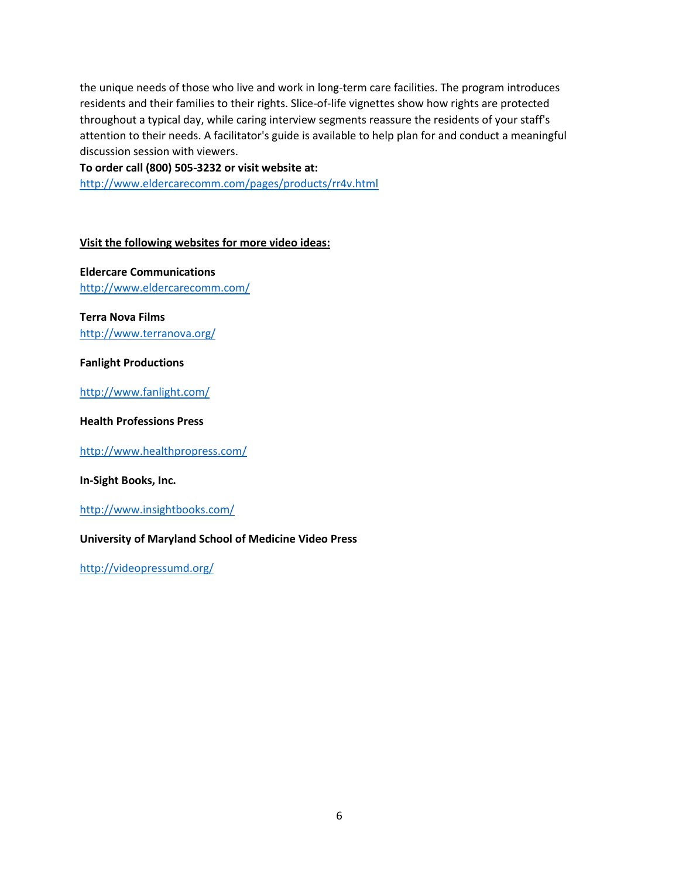the unique needs of those who live and work in long-term care facilities. The program introduces residents and their families to their rights. Slice-of-life vignettes show how rights are protected throughout a typical day, while caring interview segments reassure the residents of your staff's attention to their needs. A facilitator's guide is available to help plan for and conduct a meaningful discussion session with viewers.

**To order call (800) 505-3232 or visit website at:**
http://www.eldercarecomm.com/pages/products/rr4v.html

**Visit the following websites for more video ideas:**

**Eldercare Communications**
http://www.eldercarecomm.com/

**Terra Nova Films**
http://www.terranova.org/

**Fanlight Productions**

http://www.fanlight.com/

**Health Professions Press**

http://www.healthpropress.com/

**In-Sight Books, Inc.**

http://www.insightbooks.com/

**University of Maryland School of Medicine Video Press**

http://videopressumd.org/